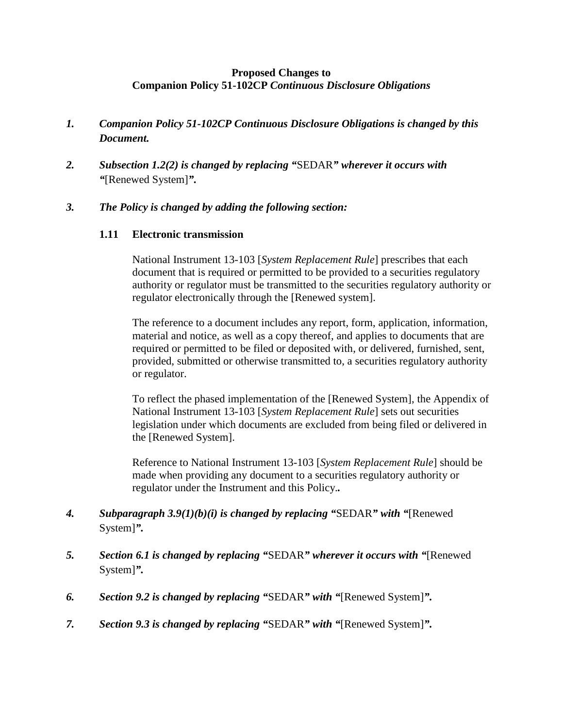**Proposed Changes to**
**Companion Policy 51-102CP *Continuous Disclosure Obligations***

1. ***Companion Policy 51-102CP Continuous Disclosure Obligations is changed by this Document.***

2. ***Subsection 1.2(2) is changed by replacing "*SEDAR*" wherever it occurs with "*[Renewed System]*".***

3. ***The Policy is changed by adding the following section:***

   **1.11 Electronic transmission**

   National Instrument 13-103 [*System Replacement Rule*] prescribes that each document that is required or permitted to be provided to a securities regulatory authority or regulator must be transmitted to the securities regulatory authority or regulator electronically through the [Renewed system].

   The reference to a document includes any report, form, application, information, material and notice, as well as a copy thereof, and applies to documents that are required or permitted to be filed or deposited with, or delivered, furnished, sent, provided, submitted or otherwise transmitted to, a securities regulatory authority or regulator.

   To reflect the phased implementation of the [Renewed System], the Appendix of National Instrument 13-103 [*System Replacement Rule*] sets out securities legislation under which documents are excluded from being filed or delivered in the [Renewed System].

   Reference to National Instrument 13-103 [*System Replacement Rule*] should be made when providing any document to a securities regulatory authority or regulator under the Instrument and this Policy.**.**

4. ***Subparagraph 3.9(1)(b)(i) is changed by replacing "*SEDAR*" with "*[Renewed System]*".***

5. ***Section 6.1 is changed by replacing "*SEDAR*" wherever it occurs with "*[Renewed System]*".***

6. ***Section 9.2 is changed by replacing "*SEDAR*" with "*[Renewed System]*".***

7. ***Section 9.3 is changed by replacing "*SEDAR*" with "*[Renewed System]*".***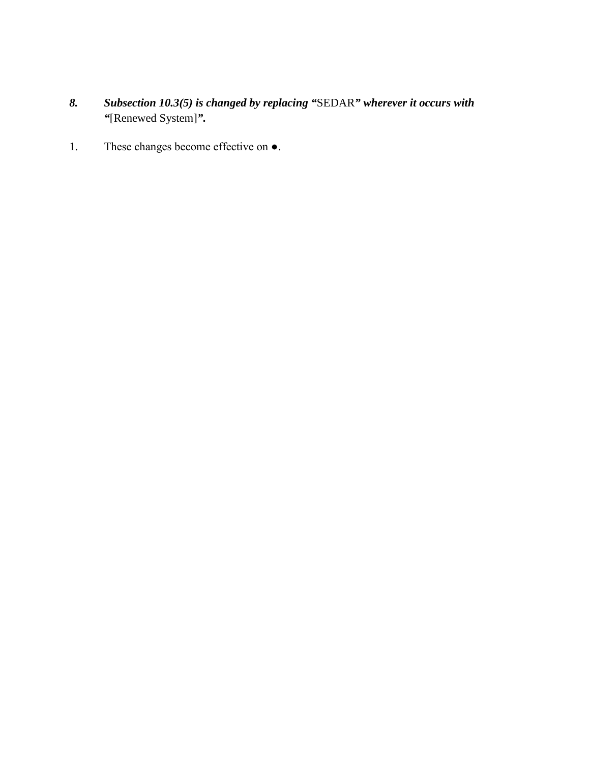***8.*** ***Subsection 10.3(5) is changed by replacing "***SEDAR***" wherever it occurs with "***[Renewed System]***".***

1. These changes become effective on ●.